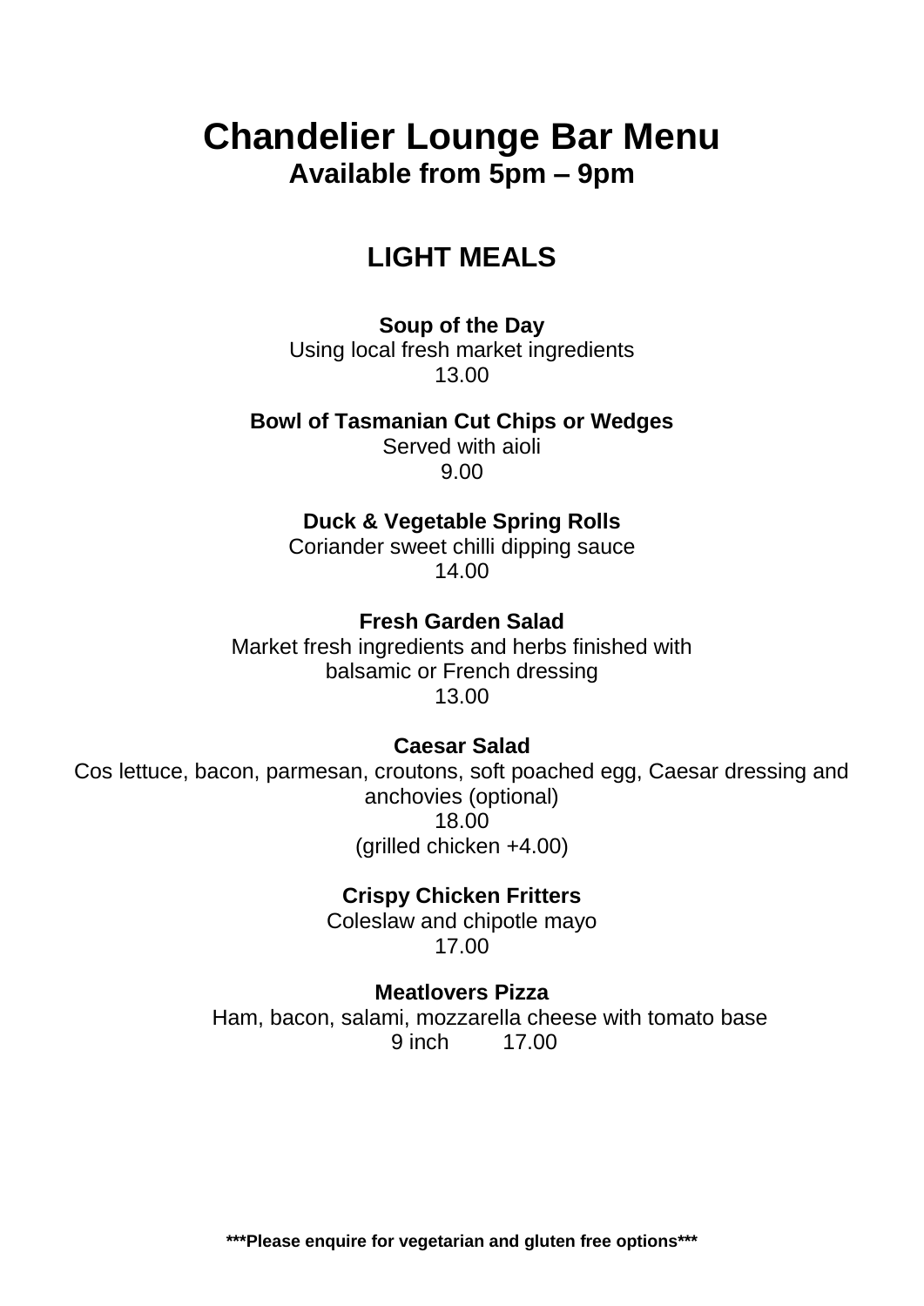# Chandelier Lounge Bar Menu

**Available from 5pm – 9pm**

## LIGHT MEALS

**Soup of the Day**
Using local fresh market ingredients
13.00

**Bowl of Tasmanian Cut Chips or Wedges**
Served with aioli
9.00

**Duck & Vegetable Spring Rolls**
Coriander sweet chilli dipping sauce
14.00

**Fresh Garden Salad**
Market fresh ingredients and herbs finished with
balsamic or French dressing
13.00

**Caesar Salad**
Cos lettuce, bacon, parmesan, croutons, soft poached egg, Caesar dressing and anchovies (optional)
18.00
(grilled chicken +4.00)

**Crispy Chicken Fritters**
Coleslaw and chipotle mayo
17.00

**Meatlovers Pizza**
Ham, bacon, salami, mozzarella cheese with tomato base
9 inch 17.00

**\*\*\*Please enquire for vegetarian and gluten free options\*\*\***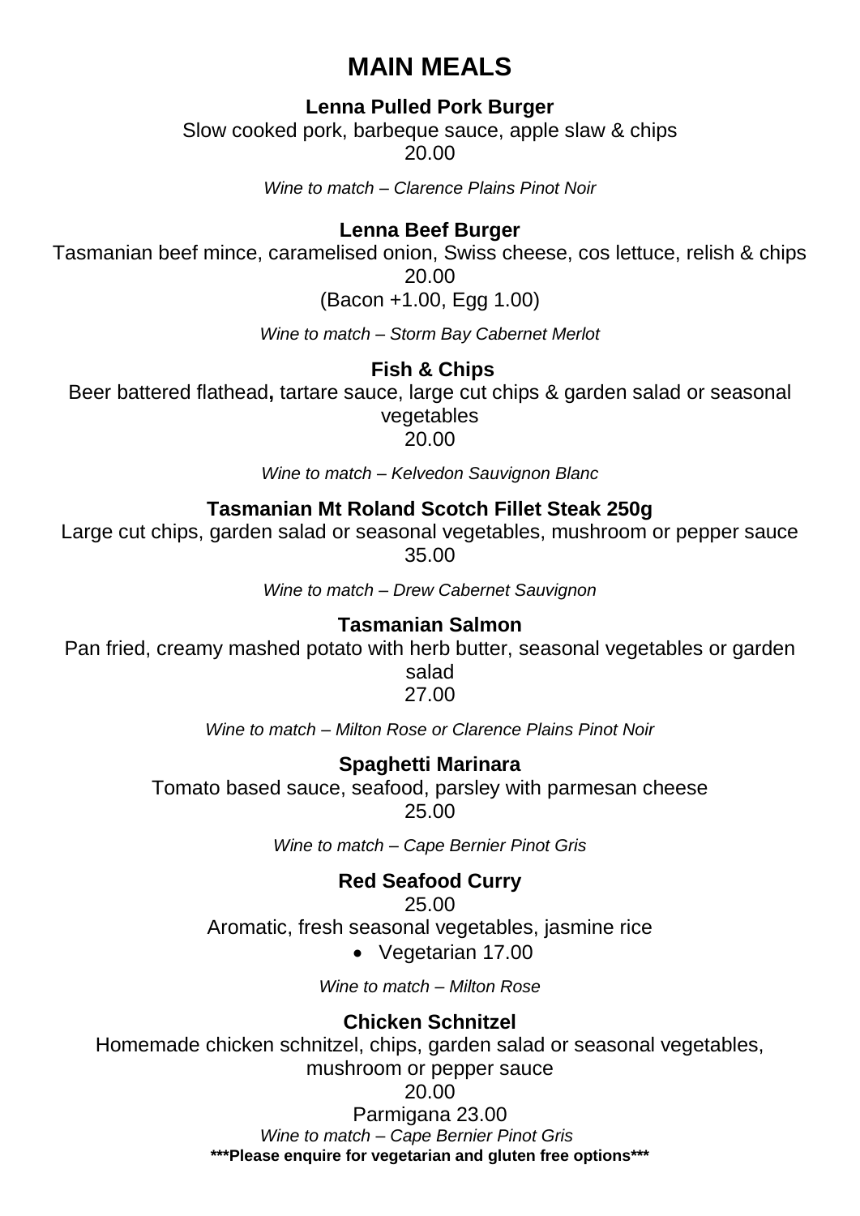# MAIN MEALS

**Lenna Pulled Pork Burger**

Slow cooked pork, barbeque sauce, apple slaw & chips

20.00

*Wine to match – Clarence Plains Pinot Noir*

**Lenna Beef Burger**

Tasmanian beef mince, caramelised onion, Swiss cheese, cos lettuce, relish & chips

20.00

(Bacon +1.00, Egg 1.00)

*Wine to match – Storm Bay Cabernet Merlot*

**Fish & Chips**

Beer battered flathead**,** tartare sauce, large cut chips & garden salad or seasonal vegetables

20.00

*Wine to match – Kelvedon Sauvignon Blanc*

**Tasmanian Mt Roland Scotch Fillet Steak 250g**

Large cut chips, garden salad or seasonal vegetables, mushroom or pepper sauce

35.00

*Wine to match – Drew Cabernet Sauvignon*

**Tasmanian Salmon**

Pan fried, creamy mashed potato with herb butter, seasonal vegetables or garden salad

27.00

*Wine to match – Milton Rose or Clarence Plains Pinot Noir*

**Spaghetti Marinara**

Tomato based sauce, seafood, parsley with parmesan cheese

25.00

*Wine to match – Cape Bernier Pinot Gris*

**Red Seafood Curry**

25.00

Aromatic, fresh seasonal vegetables, jasmine rice

- Vegetarian 17.00

*Wine to match – Milton Rose*

**Chicken Schnitzel**

Homemade chicken schnitzel, chips, garden salad or seasonal vegetables, mushroom or pepper sauce

20.00

Parmigana 23.00

*Wine to match – Cape Bernier Pinot Gris*

**\*\*\*Please enquire for vegetarian and gluten free options\*\*\***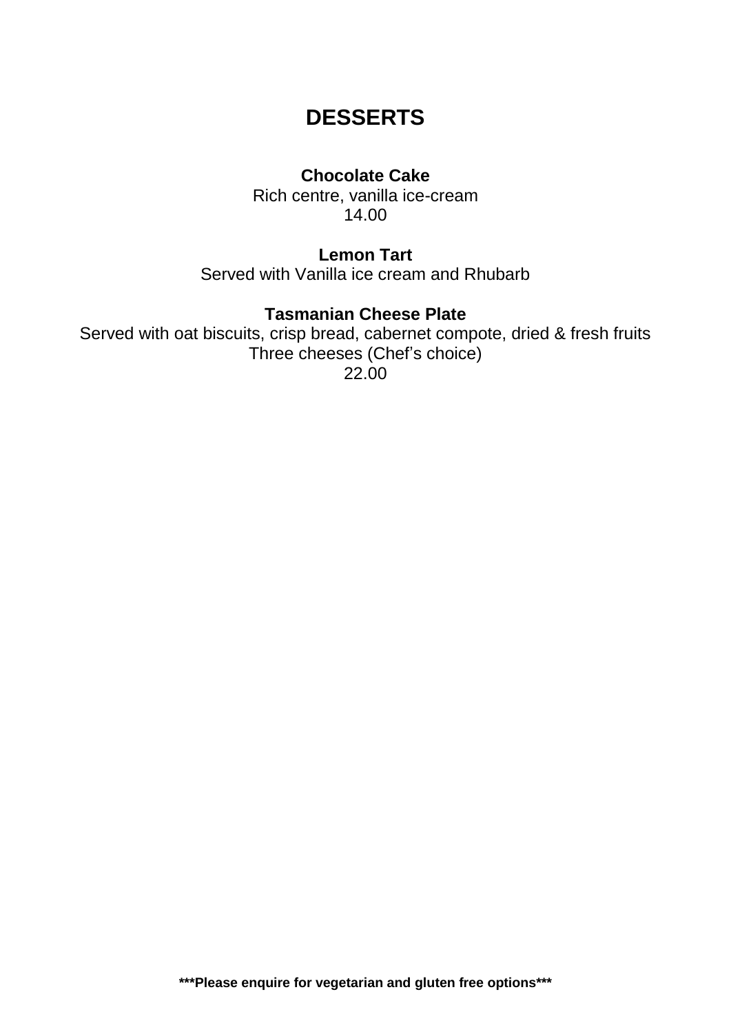# DESSERTS

**Chocolate Cake**
Rich centre, vanilla ice-cream
14.00

**Lemon Tart**
Served with Vanilla ice cream and Rhubarb

**Tasmanian Cheese Plate**
Served with oat biscuits, crisp bread, cabernet compote, dried & fresh fruits
Three cheeses (Chef's choice)
22.00

**\*\*\*Please enquire for vegetarian and gluten free options\*\*\***